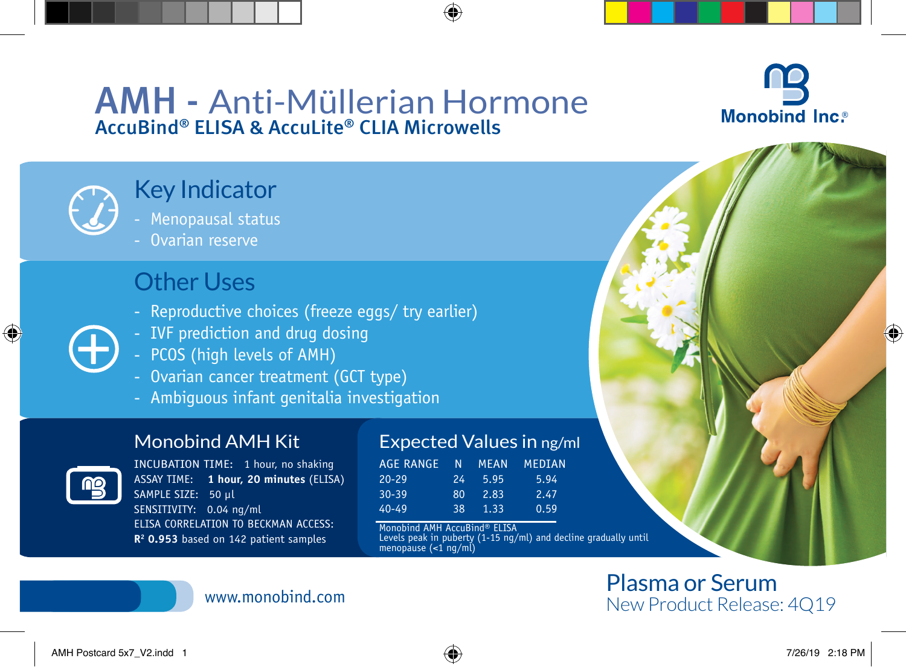# AMH - Anti-Müllerian Hormone

**AccuBind® ELISA & AccuLite® CLIA Microwells**

Monobind Inc.®

## Key Indicator

- Menopausal status
- Ovarian reserve

## Other Uses

- Reproductive choices (freeze eggs/ try earlier)
- IVF prediction and drug dosing
- PCOS (high levels of AMH)
- Ovarian cancer treatment (GCT type)
- Ambiguous infant genitalia investigation

## Monobind AMH Kit

INCUBATION TIME: 1 hour, no shaking
ASSAY TIME: **1 hour, 20 minutes** (ELISA)
SAMPLE SIZE: 50 µl
SENSITIVITY: 0.04 ng/ml
ELISA CORRELATION TO BECKMAN ACCESS:
**$R^2$ 0.953** based on 142 patient samples

## Expected Values in ng/ml

| AGE RANGE | N | MEAN | MEDIAN |
|---|---|---|---|
| 20-29 | 24 | 5.95 | 5.94 |
| 30-39 | 80 | 2.83 | 2.47 |
| 40-49 | 38 | 1.33 | 0.59 |

Monobind AMH AccuBind® ELISA
Levels peak in puberty (1-15 ng/ml) and decline gradually until menopause (<1 ng/ml)

www.monobind.com

## Plasma or Serum

New Product Release: 4Q19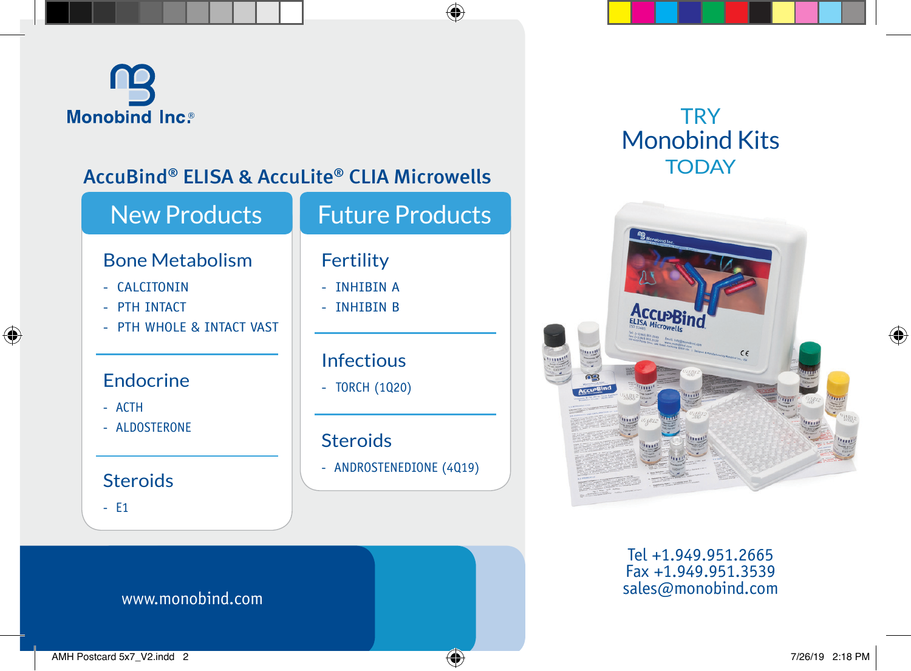Monobind Inc.®

## AccuBind® ELISA & AccuLite® CLIA Microwells

### New Products

**Bone Metabolism**

- CALCITONIN
- PTH INTACT
- PTH WHOLE & INTACT VAST

**Endocrine**

- ACTH
- ALDOSTERONE

**Steroids**

- E1

### Future Products

**Fertility**

- INHIBIN A
- INHIBIN B

**Infectious**

- TORCH (1Q20)

**Steroids**

- ANDROSTENEDIONE (4Q19)

www.monobind.com

# TRY Monobind Kits TODAY

Tel +1.949.951.2665
Fax +1.949.951.3539
sales@monobind.com